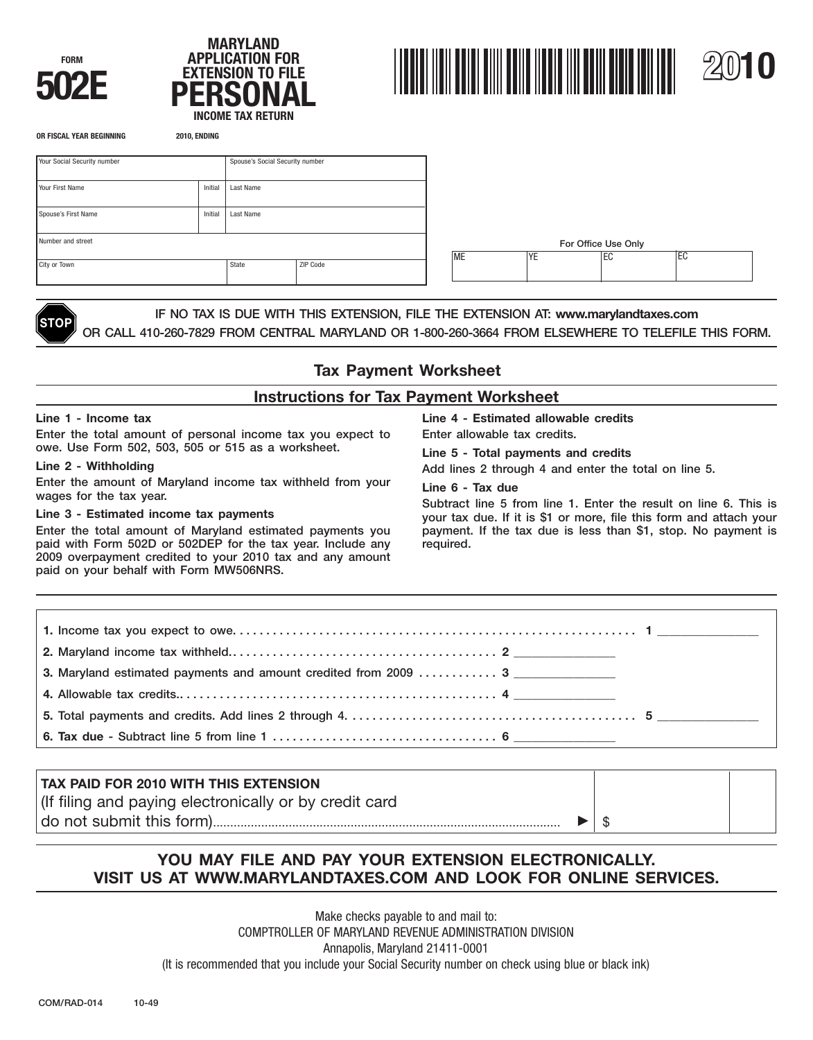FORM

# 502E

**MARYLAND APPLICATION FOR EXTENSION TO FILE PERSONAL INCOME TAX RETURN**

**2010**

OR FISCAL YEAR BEGINNING 2010, ENDING

| Your Social Security number | | Spouse's Social Security number | |
|---|---|---|---|
| Your First Name | Initial | Last Name | |
| Spouse's First Name | Initial | Last Name | |
| Number and street | | | |
| City or Town | | State | ZIP Code |

For Office Use Only

| ME | YE | EC | EC |
|---|---|---|---|
| | | | |

STOP IF NO TAX IS DUE WITH THIS EXTENSION, FILE THE EXTENSION AT: **www.marylandtaxes.com** OR CALL 410-260-7829 FROM CENTRAL MARYLAND OR 1-800-260-3664 FROM ELSEWHERE TO TELEFILE THIS FORM.

## Tax Payment Worksheet

## Instructions for Tax Payment Worksheet

**Line 1 - Income tax**
Enter the total amount of personal income tax you expect to owe. Use Form 502, 503, 505 or 515 as a worksheet.

**Line 2 - Withholding**
Enter the amount of Maryland income tax withheld from your wages for the tax year.

**Line 3 - Estimated income tax payments**
Enter the total amount of Maryland estimated payments you paid with Form 502D or 502DEP for the tax year. Include any 2009 overpayment credited to your 2010 tax and any amount paid on your behalf with Form MW506NRS.

**Line 4 - Estimated allowable credits**
Enter allowable tax credits.

**Line 5 - Total payments and credits**
Add lines 2 through 4 and enter the total on line 5.

**Line 6 - Tax due**
Subtract line 5 from line 1. Enter the result on line 6. This is your tax due. If it is $1 or more, file this form and attach your payment. If the tax due is less than $1, stop. No payment is required.

**1.** Income tax you expect to owe. . . . . . . . . . . . . . . . . . . . . . . . . . . . . . . . . . . . . . . . . . . . 1 ______________

**2.** Maryland income tax withheld. . . . . . . . . . . . . . . . . . . . . . . . . . . 2 ______________

**3.** Maryland estimated payments and amount credited from 2009 . . . . . . . . . . . . 3 ______________

**4.** Allowable tax credits. . . . . . . . . . . . . . . . . . . . . . . . . . . . . . . . . 4 ______________

**5.** Total payments and credits. Add lines 2 through 4. . . . . . . . . . . . . . . . . . . . . . . . . . . . 5 ______________

**6. Tax due** - Subtract line 5 from line 1 . . . . . . . . . . . . . . . . . . . . . . . . 6 ______________

| **TAX PAID FOR 2010 WITH THIS EXTENSION** (If filing and paying electronically or by credit card do not submit this form)........ ► | $ | |
|---|---|---|

**YOU MAY FILE AND PAY YOUR EXTENSION ELECTRONICALLY. VISIT US AT WWW.MARYLANDTAXES.COM AND LOOK FOR ONLINE SERVICES.**

Make checks payable to and mail to:
COMPTROLLER OF MARYLAND REVENUE ADMINISTRATION DIVISION
Annapolis, Maryland 21411-0001
(It is recommended that you include your Social Security number on check using blue or black ink)

COM/RAD-014 10-49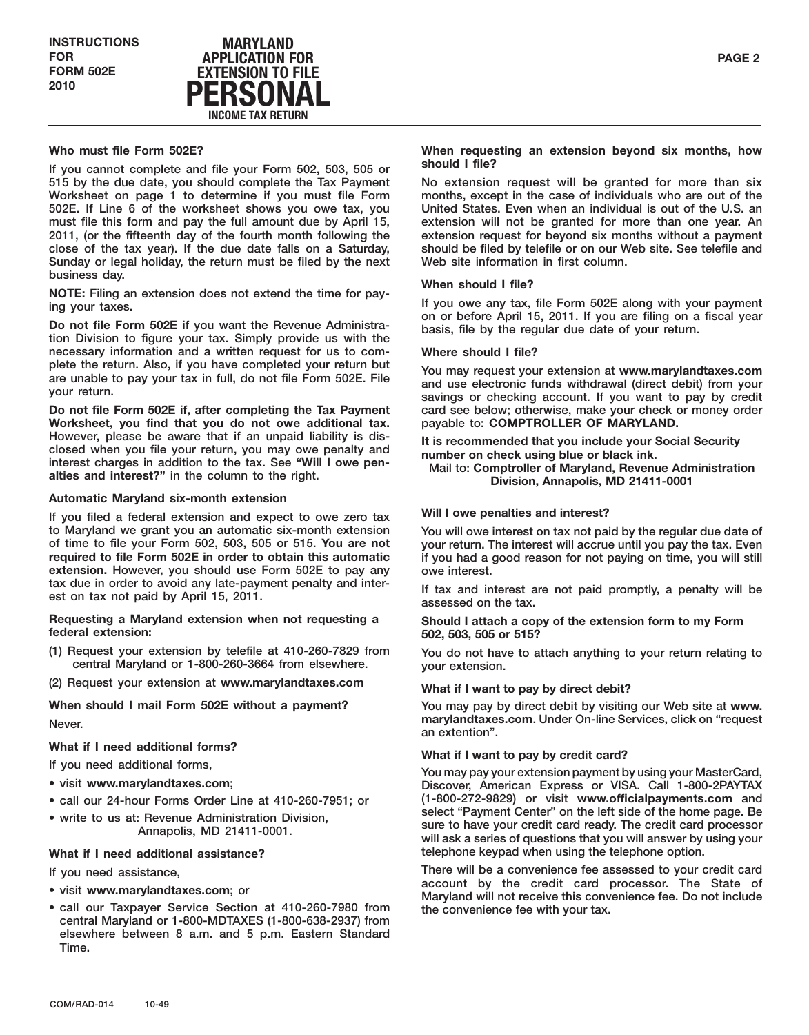INSTRUCTIONS FOR FORM 502E 2010

# MARYLAND APPLICATION FOR EXTENSION TO FILE PERSONAL INCOME TAX RETURN

**Who must file Form 502E?**

If you cannot complete and file your Form 502, 503, 505 or 515 by the due date, you should complete the Tax Payment Worksheet on page 1 to determine if you must file Form 502E. If Line 6 of the worksheet shows you owe tax, you must file this form and pay the full amount due by April 15, 2011, (or the fifteenth day of the fourth month following the close of the tax year). If the due date falls on a Saturday, Sunday or legal holiday, the return must be filed by the next business day.

**NOTE:** Filing an extension does not extend the time for paying your taxes.

**Do not file Form 502E** if you want the Revenue Administration Division to figure your tax. Simply provide us with the necessary information and a written request for us to complete the return. Also, if you have completed your return but are unable to pay your tax in full, do not file Form 502E. File your return.

**Do not file Form 502E if, after completing the Tax Payment Worksheet, you find that you do not owe additional tax.** However, please be aware that if an unpaid liability is disclosed when you file your return, you may owe penalty and interest charges in addition to the tax. See **"Will I owe penalties and interest?"** in the column to the right.

**Automatic Maryland six-month extension**

If you filed a federal extension and expect to owe zero tax to Maryland we grant you an automatic six-month extension of time to file your Form 502, 503, 505 or 515. **You are not required to file Form 502E in order to obtain this automatic extension.** However, you should use Form 502E to pay any tax due in order to avoid any late-payment penalty and interest on tax not paid by April 15, 2011.

**Requesting a Maryland extension when not requesting a federal extension:**

(1) Request your extension by telefile at 410-260-7829 from central Maryland or 1-800-260-3664 from elsewhere.

(2) Request your extension at **www.marylandtaxes.com**

**When should I mail Form 502E without a payment?**

Never.

**What if I need additional forms?**

If you need additional forms,

- visit **www.marylandtaxes.com**;
- call our 24-hour Forms Order Line at 410-260-7951; or
- write to us at: Revenue Administration Division, Annapolis, MD 21411-0001.

**What if I need additional assistance?**

If you need assistance,

- visit **www.marylandtaxes.com**; or
- call our Taxpayer Service Section at 410-260-7980 from central Maryland or 1-800-MDTAXES (1-800-638-2937) from elsewhere between 8 a.m. and 5 p.m. Eastern Standard Time.

**When requesting an extension beyond six months, how should I file?**

No extension request will be granted for more than six months, except in the case of individuals who are out of the United States. Even when an individual is out of the U.S. an extension will not be granted for more than one year. An extension request for beyond six months without a payment should be filed by telefile or on our Web site. See telefile and Web site information in first column.

**When should I file?**

If you owe any tax, file Form 502E along with your payment on or before April 15, 2011. If you are filing on a fiscal year basis, file by the regular due date of your return.

**Where should I file?**

You may request your extension at **www.marylandtaxes.com** and use electronic funds withdrawal (direct debit) from your savings or checking account. If you want to pay by credit card see below; otherwise, make your check or money order payable to: **COMPTROLLER OF MARYLAND.**

**It is recommended that you include your Social Security number on check using blue or black ink.**

Mail to: **Comptroller of Maryland, Revenue Administration Division, Annapolis, MD 21411-0001**

**Will I owe penalties and interest?**

You will owe interest on tax not paid by the regular due date of your return. The interest will accrue until you pay the tax. Even if you had a good reason for not paying on time, you will still owe interest.

If tax and interest are not paid promptly, a penalty will be assessed on the tax.

**Should I attach a copy of the extension form to my Form 502, 503, 505 or 515?**

You do not have to attach anything to your return relating to your extension.

**What if I want to pay by direct debit?**

You may pay by direct debit by visiting our Web site at **www.marylandtaxes.com**. Under On-line Services, click on "request an extention".

**What if I want to pay by credit card?**

You may pay your extension payment by using your MasterCard, Discover, American Express or VISA. Call 1-800-2PAYTAX (1-800-272-9829) or visit **www.officialpayments.com** and select "Payment Center" on the left side of the home page. Be sure to have your credit card ready. The credit card processor will ask a series of questions that you will answer by using your telephone keypad when using the telephone option.

There will be a convenience fee assessed to your credit card account by the credit card processor. The State of Maryland will not receive this convenience fee. Do not include the convenience fee with your tax.

COM/RAD-014 10-49